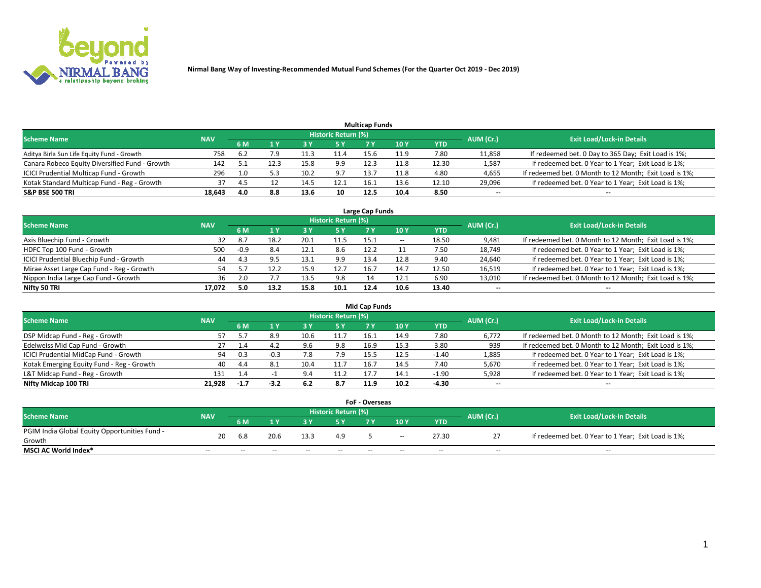Nirmal Bang Way of Investing-Recommended Mutual Fund Schemes (For the Quarter Oct 2019 - Dec 2019)

## Multicap Funds

| Scheme Name | NAV | Historic Return (%) | | | | | | | AUM (Cr.) | Exit Load/Lock-in Details |
|---|---|---|---|---|---|---|---|---|---|---|
| | | 6 M | 1 Y | 3 Y | 5 Y | 7 Y | 10 Y | YTD | | |
| Aditya Birla Sun Life Equity Fund - Growth | 758 | 6.2 | 7.9 | 11.3 | 11.4 | 15.6 | 11.9 | 7.80 | 11,858 | If redeemed bet. 0 Day to 365 Day; Exit Load is 1%; |
| Canara Robeco Equity Diversified Fund - Growth | 142 | 5.1 | 12.3 | 15.8 | 9.9 | 12.3 | 11.8 | 12.30 | 1,587 | If redeemed bet. 0 Year to 1 Year; Exit Load is 1%; |
| ICICI Prudential Multicap Fund - Growth | 296 | 1.0 | 5.3 | 10.2 | 9.7 | 13.7 | 11.8 | 4.80 | 4,655 | If redeemed bet. 0 Month to 12 Month; Exit Load is 1%; |
| Kotak Standard Multicap Fund - Reg - Growth | 37 | 4.5 | 12 | 14.5 | 12.1 | 16.1 | 13.6 | 12.10 | 29,096 | If redeemed bet. 0 Year to 1 Year; Exit Load is 1%; |
| **S&P BSE 500 TRI** | **18,643** | **4.0** | **8.8** | **13.6** | **10** | **12.5** | **10.4** | **8.50** | **--** | **--** |

## Large Cap Funds

| Scheme Name | NAV | Historic Return (%) | | | | | | | AUM (Cr.) | Exit Load/Lock-in Details |
|---|---|---|---|---|---|---|---|---|---|---|
| | | 6 M | 1 Y | 3 Y | 5 Y | 7 Y | 10 Y | YTD | | |
| Axis Bluechip Fund - Growth | 32 | 8.7 | 18.2 | 20.1 | 11.5 | 15.1 | -- | 18.50 | 9,481 | If redeemed bet. 0 Month to 12 Month; Exit Load is 1%; |
| HDFC Top 100 Fund - Growth | 500 | -0.9 | 8.4 | 12.1 | 8.6 | 12.2 | 11 | 7.50 | 18,749 | If redeemed bet. 0 Year to 1 Year; Exit Load is 1%; |
| ICICI Prudential Bluechip Fund - Growth | 44 | 4.3 | 9.5 | 13.1 | 9.9 | 13.4 | 12.8 | 9.40 | 24,640 | If redeemed bet. 0 Year to 1 Year; Exit Load is 1%; |
| Mirae Asset Large Cap Fund - Reg - Growth | 54 | 5.7 | 12.2 | 15.9 | 12.7 | 16.7 | 14.7 | 12.50 | 16,519 | If redeemed bet. 0 Year to 1 Year; Exit Load is 1%; |
| Nippon India Large Cap Fund - Growth | 36 | 2.0 | 7.7 | 13.5 | 9.8 | 14 | 12.1 | 6.90 | 13,010 | If redeemed bet. 0 Month to 12 Month; Exit Load is 1%; |
| **Nifty 50 TRI** | **17,072** | **5.0** | **13.2** | **15.8** | **10.1** | **12.4** | **10.6** | **13.40** | **--** | **--** |

## Mid Cap Funds

| Scheme Name | NAV | Historic Return (%) | | | | | | | AUM (Cr.) | Exit Load/Lock-in Details |
|---|---|---|---|---|---|---|---|---|---|---|
| | | 6 M | 1 Y | 3 Y | 5 Y | 7 Y | 10 Y | YTD | | |
| DSP Midcap Fund - Reg - Growth | 57 | 5.7 | 8.9 | 10.6 | 11.7 | 16.1 | 14.9 | 7.80 | 6,772 | If redeemed bet. 0 Month to 12 Month; Exit Load is 1%; |
| Edelweiss Mid Cap Fund - Growth | 27 | 1.4 | 4.2 | 9.6 | 9.8 | 16.9 | 15.3 | 3.80 | 939 | If redeemed bet. 0 Month to 12 Month; Exit Load is 1%; |
| ICICI Prudential MidCap Fund - Growth | 94 | 0.3 | -0.3 | 7.8 | 7.9 | 15.5 | 12.5 | -1.40 | 1,885 | If redeemed bet. 0 Year to 1 Year; Exit Load is 1%; |
| Kotak Emerging Equity Fund - Reg - Growth | 40 | 4.4 | 8.1 | 10.4 | 11.7 | 16.7 | 14.5 | 7.40 | 5,670 | If redeemed bet. 0 Year to 1 Year; Exit Load is 1%; |
| L&T Midcap Fund - Reg - Growth | 131 | 1.4 | -1 | 9.4 | 11.2 | 17.7 | 14.1 | -1.90 | 5,928 | If redeemed bet. 0 Year to 1 Year; Exit Load is 1%; |
| **Nifty Midcap 100 TRI** | **21,928** | **-1.7** | **-3.2** | **6.2** | **8.7** | **11.9** | **10.2** | **-4.30** | **--** | **--** |

## FoF - Overseas

| Scheme Name | NAV | Historic Return (%) | | | | | | | AUM (Cr.) | Exit Load/Lock-in Details |
|---|---|---|---|---|---|---|---|---|---|---|
| | | 6 M | 1 Y | 3 Y | 5 Y | 7 Y | 10 Y | YTD | | |
| PGIM India Global Equity Opportunities Fund - Growth | 20 | 6.8 | 20.6 | 13.3 | 4.9 | 5 | -- | 27.30 | 27 | If redeemed bet. 0 Year to 1 Year; Exit Load is 1%; |
| **MSCI AC World Index*** | -- | -- | -- | -- | -- | -- | -- | -- | -- | -- |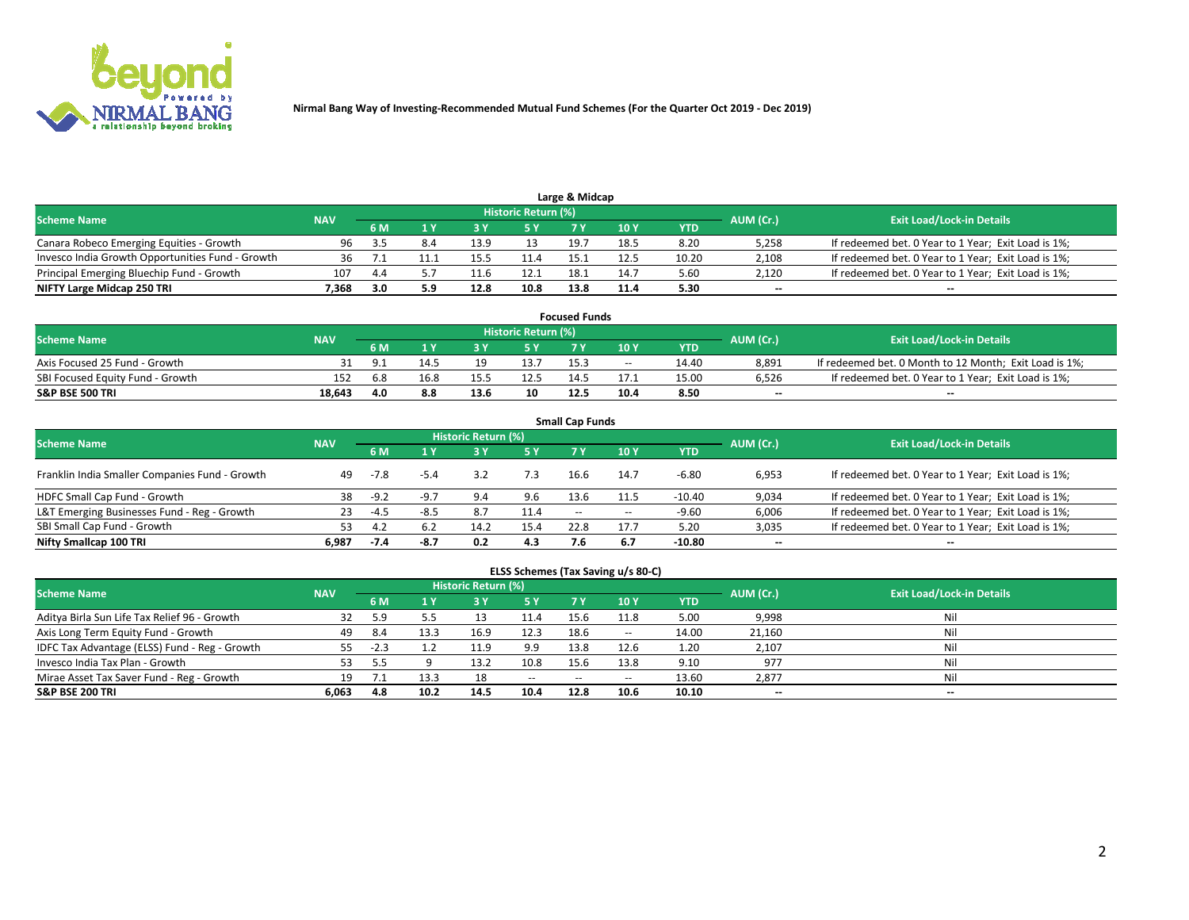Nirmal Bang Way of Investing-Recommended Mutual Fund Schemes (For the Quarter Oct 2019 - Dec 2019)

## Large & Midcap

| Scheme Name | NAV | Historic Return (%) | | | | | | | AUM (Cr.) | Exit Load/Lock-in Details |
|---|---|---|---|---|---|---|---|---|---|---|
| | | 6 M | 1 Y | 3 Y | 5 Y | 7 Y | 10 Y | YTD | | |
| Canara Robeco Emerging Equities - Growth | 96 | 3.5 | 8.4 | 13.9 | 13 | 19.7 | 18.5 | 8.20 | 5,258 | If redeemed bet. 0 Year to 1 Year; Exit Load is 1%; |
| Invesco India Growth Opportunities Fund - Growth | 36 | 7.1 | 11.1 | 15.5 | 11.4 | 15.1 | 12.5 | 10.20 | 2,108 | If redeemed bet. 0 Year to 1 Year; Exit Load is 1%; |
| Principal Emerging Bluechip Fund - Growth | 107 | 4.4 | 5.7 | 11.6 | 12.1 | 18.1 | 14.7 | 5.60 | 2,120 | If redeemed bet. 0 Year to 1 Year; Exit Load is 1%; |
| **NIFTY Large Midcap 250 TRI** | **7,368** | **3.0** | **5.9** | **12.8** | **10.8** | **13.8** | **11.4** | **5.30** | **--** | **--** |

## Focused Funds

| Scheme Name | NAV | Historic Return (%) | | | | | | | AUM (Cr.) | Exit Load/Lock-in Details |
|---|---|---|---|---|---|---|---|---|---|---|
| | | 6 M | 1 Y | 3 Y | 5 Y | 7 Y | 10 Y | YTD | | |
| Axis Focused 25 Fund - Growth | 31 | 9.1 | 14.5 | 19 | 13.7 | 15.3 | -- | 14.40 | 8,891 | If redeemed bet. 0 Month to 12 Month; Exit Load is 1%; |
| SBI Focused Equity Fund - Growth | 152 | 6.8 | 16.8 | 15.5 | 12.5 | 14.5 | 17.1 | 15.00 | 6,526 | If redeemed bet. 0 Year to 1 Year; Exit Load is 1%; |
| **S&P BSE 500 TRI** | **18,643** | **4.0** | **8.8** | **13.6** | **10** | **12.5** | **10.4** | **8.50** | **--** | **--** |

## Small Cap Funds

| Scheme Name | NAV | Historic Return (%) | | | | | | | AUM (Cr.) | Exit Load/Lock-in Details |
|---|---|---|---|---|---|---|---|---|---|---|
| | | 6 M | 1 Y | 3 Y | 5 Y | 7 Y | 10 Y | YTD | | |
| Franklin India Smaller Companies Fund - Growth | 49 | -7.8 | -5.4 | 3.2 | 7.3 | 16.6 | 14.7 | -6.80 | 6,953 | If redeemed bet. 0 Year to 1 Year; Exit Load is 1%; |
| HDFC Small Cap Fund - Growth | 38 | -9.2 | -9.7 | 9.4 | 9.6 | 13.6 | 11.5 | -10.40 | 9,034 | If redeemed bet. 0 Year to 1 Year; Exit Load is 1%; |
| L&T Emerging Businesses Fund - Reg - Growth | 23 | -4.5 | -8.5 | 8.7 | 11.4 | -- | -- | -9.60 | 6,006 | If redeemed bet. 0 Year to 1 Year; Exit Load is 1%; |
| SBI Small Cap Fund - Growth | 53 | 4.2 | 6.2 | 14.2 | 15.4 | 22.8 | 17.7 | 5.20 | 3,035 | If redeemed bet. 0 Year to 1 Year; Exit Load is 1%; |
| **Nifty Smallcap 100 TRI** | **6,987** | **-7.4** | **-8.7** | **0.2** | **4.3** | **7.6** | **6.7** | **-10.80** | **--** | **--** |

## ELSS Schemes (Tax Saving u/s 80-C)

| Scheme Name | NAV | Historic Return (%) | | | | | | | AUM (Cr.) | Exit Load/Lock-in Details |
|---|---|---|---|---|---|---|---|---|---|---|
| | | 6 M | 1 Y | 3 Y | 5 Y | 7 Y | 10 Y | YTD | | |
| Aditya Birla Sun Life Tax Relief 96 - Growth | 32 | 5.9 | 5.5 | 13 | 11.4 | 15.6 | 11.8 | 5.00 | 9,998 | Nil |
| Axis Long Term Equity Fund - Growth | 49 | 8.4 | 13.3 | 16.9 | 12.3 | 18.6 | -- | 14.00 | 21,160 | Nil |
| IDFC Tax Advantage (ELSS) Fund - Reg - Growth | 55 | -2.3 | 1.2 | 11.9 | 9.9 | 13.8 | 12.6 | 1.20 | 2,107 | Nil |
| Invesco India Tax Plan - Growth | 53 | 5.5 | 9 | 13.2 | 10.8 | 15.6 | 13.8 | 9.10 | 977 | Nil |
| Mirae Asset Tax Saver Fund - Reg - Growth | 19 | 7.1 | 13.3 | 18 | -- | -- | -- | 13.60 | 2,877 | Nil |
| **S&P BSE 200 TRI** | **6,063** | **4.8** | **10.2** | **14.5** | **10.4** | **12.8** | **10.6** | **10.10** | **--** | **--** |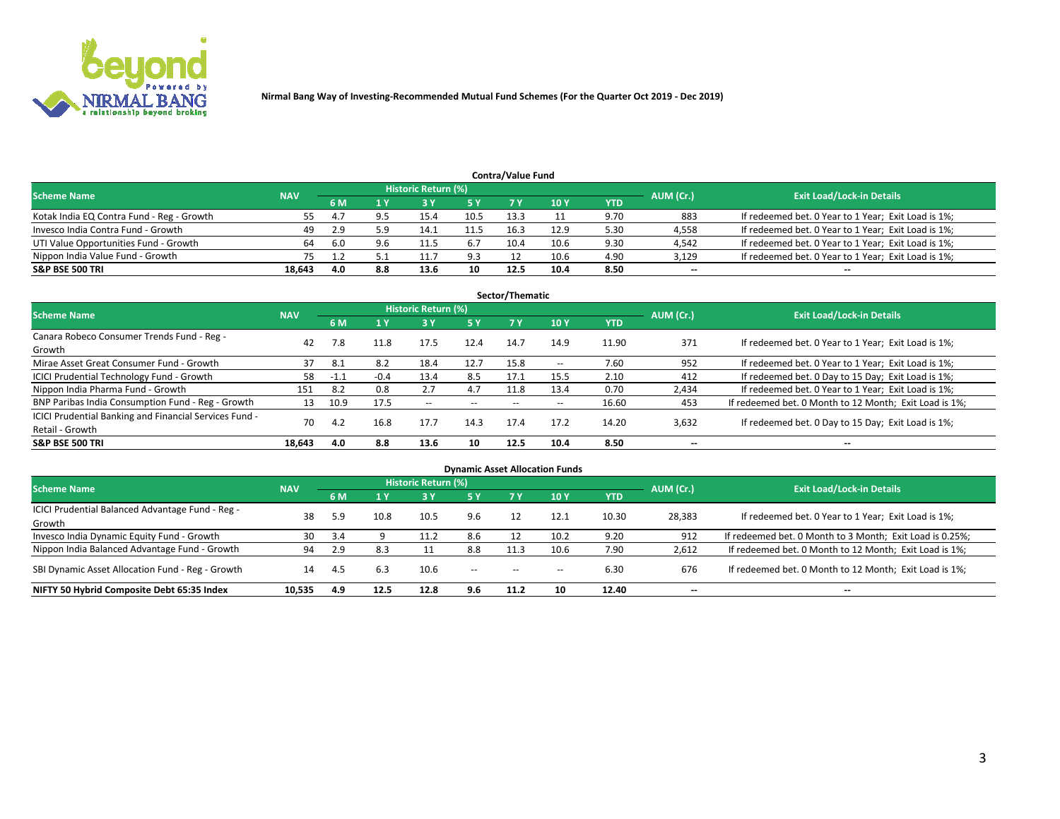Nirmal Bang Way of Investing-Recommended Mutual Fund Schemes (For the Quarter Oct 2019 - Dec 2019)

## Contra/Value Fund

| Scheme Name | NAV | Historic Return (%) | | | | | | | AUM (Cr.) | Exit Load/Lock-in Details |
|---|---|---|---|---|---|---|---|---|---|---|
| | | 6 M | 1 Y | 3 Y | 5 Y | 7 Y | 10 Y | YTD | | |
| Kotak India EQ Contra Fund - Reg - Growth | 55 | 4.7 | 9.5 | 15.4 | 10.5 | 13.3 | 11 | 9.70 | 883 | If redeemed bet. 0 Year to 1 Year; Exit Load is 1%; |
| Invesco India Contra Fund - Growth | 49 | 2.9 | 5.9 | 14.1 | 11.5 | 16.3 | 12.9 | 5.30 | 4,558 | If redeemed bet. 0 Year to 1 Year; Exit Load is 1%; |
| UTI Value Opportunities Fund - Growth | 64 | 6.0 | 9.6 | 11.5 | 6.7 | 10.4 | 10.6 | 9.30 | 4,542 | If redeemed bet. 0 Year to 1 Year; Exit Load is 1%; |
| Nippon India Value Fund - Growth | 75 | 1.2 | 5.1 | 11.7 | 9.3 | 12 | 10.6 | 4.90 | 3,129 | If redeemed bet. 0 Year to 1 Year; Exit Load is 1%; |
| **S&P BSE 500 TRI** | **18,643** | **4.0** | **8.8** | **13.6** | **10** | **12.5** | **10.4** | **8.50** | -- | -- |

## Sector/Thematic

| Scheme Name | NAV | Historic Return (%) | | | | | | | AUM (Cr.) | Exit Load/Lock-in Details |
|---|---|---|---|---|---|---|---|---|---|---|
| | | 6 M | 1 Y | 3 Y | 5 Y | 7 Y | 10 Y | YTD | | |
| Canara Robeco Consumer Trends Fund - Reg - Growth | 42 | 7.8 | 11.8 | 17.5 | 12.4 | 14.7 | 14.9 | 11.90 | 371 | If redeemed bet. 0 Year to 1 Year; Exit Load is 1%; |
| Mirae Asset Great Consumer Fund - Growth | 37 | 8.1 | 8.2 | 18.4 | 12.7 | 15.8 | -- | 7.60 | 952 | If redeemed bet. 0 Year to 1 Year; Exit Load is 1%; |
| ICICI Prudential Technology Fund - Growth | 58 | -1.1 | -0.4 | 13.4 | 8.5 | 17.1 | 15.5 | 2.10 | 412 | If redeemed bet. 0 Day to 15 Day; Exit Load is 1%; |
| Nippon India Pharma Fund - Growth | 151 | 8.2 | 0.8 | 2.7 | 4.7 | 11.8 | 13.4 | 0.70 | 2,434 | If redeemed bet. 0 Year to 1 Year; Exit Load is 1%; |
| BNP Paribas India Consumption Fund - Reg - Growth | 13 | 10.9 | 17.5 | -- | -- | -- | -- | 16.60 | 453 | If redeemed bet. 0 Month to 12 Month; Exit Load is 1%; |
| ICICI Prudential Banking and Financial Services Fund - Retail - Growth | 70 | 4.2 | 16.8 | 17.7 | 14.3 | 17.4 | 17.2 | 14.20 | 3,632 | If redeemed bet. 0 Day to 15 Day; Exit Load is 1%; |
| **S&P BSE 500 TRI** | **18,643** | **4.0** | **8.8** | **13.6** | **10** | **12.5** | **10.4** | **8.50** | -- | -- |

## Dynamic Asset Allocation Funds

| Scheme Name | NAV | Historic Return (%) | | | | | | | AUM (Cr.) | Exit Load/Lock-in Details |
|---|---|---|---|---|---|---|---|---|---|---|
| | | 6 M | 1 Y | 3 Y | 5 Y | 7 Y | 10 Y | YTD | | |
| ICICI Prudential Balanced Advantage Fund - Reg - Growth | 38 | 5.9 | 10.8 | 10.5 | 9.6 | 12 | 12.1 | 10.30 | 28,383 | If redeemed bet. 0 Year to 1 Year; Exit Load is 1%; |
| Invesco India Dynamic Equity Fund - Growth | 30 | 3.4 | 9 | 11.2 | 8.6 | 12 | 10.2 | 9.20 | 912 | If redeemed bet. 0 Month to 3 Month; Exit Load is 0.25%; |
| Nippon India Balanced Advantage Fund - Growth | 94 | 2.9 | 8.3 | 11 | 8.8 | 11.3 | 10.6 | 7.90 | 2,612 | If redeemed bet. 0 Month to 12 Month; Exit Load is 1%; |
| SBI Dynamic Asset Allocation Fund - Reg - Growth | 14 | 4.5 | 6.3 | 10.6 | -- | -- | -- | 6.30 | 676 | If redeemed bet. 0 Month to 12 Month; Exit Load is 1%; |
| **NIFTY 50 Hybrid Composite Debt 65:35 Index** | **10,535** | **4.9** | **12.5** | **12.8** | **9.6** | **11.2** | **10** | **12.40** | -- | -- |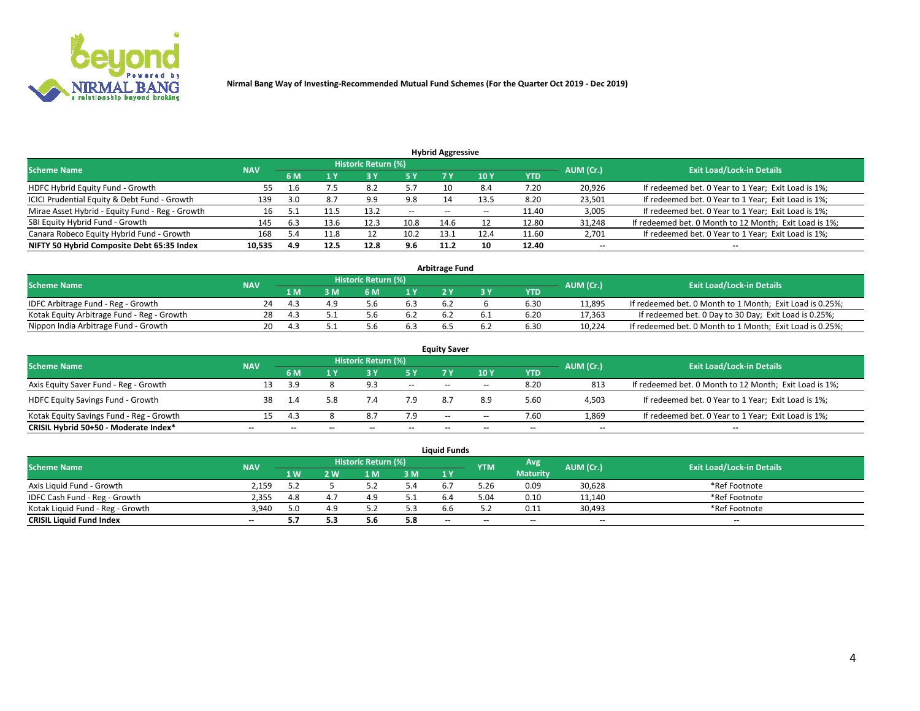Nirmal Bang Way of Investing-Recommended Mutual Fund Schemes (For the Quarter Oct 2019 - Dec 2019)

## Hybrid Aggressive

| Scheme Name | NAV | Historic Return (%) | | | | | | | AUM (Cr.) | Exit Load/Lock-in Details |
|---|---|---|---|---|---|---|---|---|---|---|
| | | 6 M | 1 Y | 3 Y | 5 Y | 7 Y | 10 Y | YTD | | |
| HDFC Hybrid Equity Fund - Growth | 55 | 1.6 | 7.5 | 8.2 | 5.7 | 10 | 8.4 | 7.20 | 20,926 | If redeemed bet. 0 Year to 1 Year; Exit Load is 1%; |
| ICICI Prudential Equity & Debt Fund - Growth | 139 | 3.0 | 8.7 | 9.9 | 9.8 | 14 | 13.5 | 8.20 | 23,501 | If redeemed bet. 0 Year to 1 Year; Exit Load is 1%; |
| Mirae Asset Hybrid - Equity Fund - Reg - Growth | 16 | 5.1 | 11.5 | 13.2 | -- | -- | -- | 11.40 | 3,005 | If redeemed bet. 0 Year to 1 Year; Exit Load is 1%; |
| SBI Equity Hybrid Fund - Growth | 145 | 6.3 | 13.6 | 12.3 | 10.8 | 14.6 | 12 | 12.80 | 31,248 | If redeemed bet. 0 Month to 12 Month; Exit Load is 1%; |
| Canara Robeco Equity Hybrid Fund - Growth | 168 | 5.4 | 11.8 | 12 | 10.2 | 13.1 | 12.4 | 11.60 | 2,701 | If redeemed bet. 0 Year to 1 Year; Exit Load is 1%; |
| **NIFTY 50 Hybrid Composite Debt 65:35 Index** | **10,535** | **4.9** | **12.5** | **12.8** | **9.6** | **11.2** | **10** | **12.40** | **--** | **--** |

## Arbitrage Fund

| Scheme Name | NAV | Historic Return (%) | | | | | | | AUM (Cr.) | Exit Load/Lock-in Details |
|---|---|---|---|---|---|---|---|---|---|---|
| | | 1 M | 3 M | 6 M | 1 Y | 2 Y | 3 Y | YTD | | |
| IDFC Arbitrage Fund - Reg - Growth | 24 | 4.3 | 4.9 | 5.6 | 6.3 | 6.2 | 6 | 6.30 | 11,895 | If redeemed bet. 0 Month to 1 Month; Exit Load is 0.25%; |
| Kotak Equity Arbitrage Fund - Reg - Growth | 28 | 4.3 | 5.1 | 5.6 | 6.2 | 6.2 | 6.1 | 6.20 | 17,363 | If redeemed bet. 0 Day to 30 Day; Exit Load is 0.25%; |
| Nippon India Arbitrage Fund - Growth | 20 | 4.3 | 5.1 | 5.6 | 6.3 | 6.5 | 6.2 | 6.30 | 10,224 | If redeemed bet. 0 Month to 1 Month; Exit Load is 0.25%; |

## Equity Saver

| Scheme Name | NAV | Historic Return (%) | | | | | | | AUM (Cr.) | Exit Load/Lock-in Details |
|---|---|---|---|---|---|---|---|---|---|---|
| | | 6 M | 1 Y | 3 Y | 5 Y | 7 Y | 10 Y | YTD | | |
| Axis Equity Saver Fund - Reg - Growth | 13 | 3.9 | 8 | 9.3 | -- | -- | -- | 8.20 | 813 | If redeemed bet. 0 Month to 12 Month; Exit Load is 1%; |
| HDFC Equity Savings Fund - Growth | 38 | 1.4 | 5.8 | 7.4 | 7.9 | 8.7 | 8.9 | 5.60 | 4,503 | If redeemed bet. 0 Year to 1 Year; Exit Load is 1%; |
| Kotak Equity Savings Fund - Reg - Growth | 15 | 4.3 | 8 | 8.7 | 7.9 | -- | -- | 7.60 | 1,869 | If redeemed bet. 0 Year to 1 Year; Exit Load is 1%; |
| **CRISIL Hybrid 50+50 - Moderate Index*** | **--** | **--** | **--** | **--** | **--** | **--** | **--** | **--** | **--** | **--** |

## Liquid Funds

| Scheme Name | NAV | Historic Return (%) | | | | | YTM | Avg Maturity | AUM (Cr.) | Exit Load/Lock-in Details |
|---|---|---|---|---|---|---|---|---|---|---|
| | | 1 W | 2 W | 1 M | 3 M | 1 Y | | | | |
| Axis Liquid Fund - Growth | 2,159 | 5.2 | 5 | 5.2 | 5.4 | 6.7 | 5.26 | 0.09 | 30,628 | *Ref Footnote |
| IDFC Cash Fund - Reg - Growth | 2,355 | 4.8 | 4.7 | 4.9 | 5.1 | 6.4 | 5.04 | 0.10 | 11,140 | *Ref Footnote |
| Kotak Liquid Fund - Reg - Growth | 3,940 | 5.0 | 4.9 | 5.2 | 5.3 | 6.6 | 5.2 | 0.11 | 30,493 | *Ref Footnote |
| **CRISIL Liquid Fund Index** | **--** | **5.7** | **5.3** | **5.6** | **5.8** | **--** | **--** | **--** | **--** | **--** |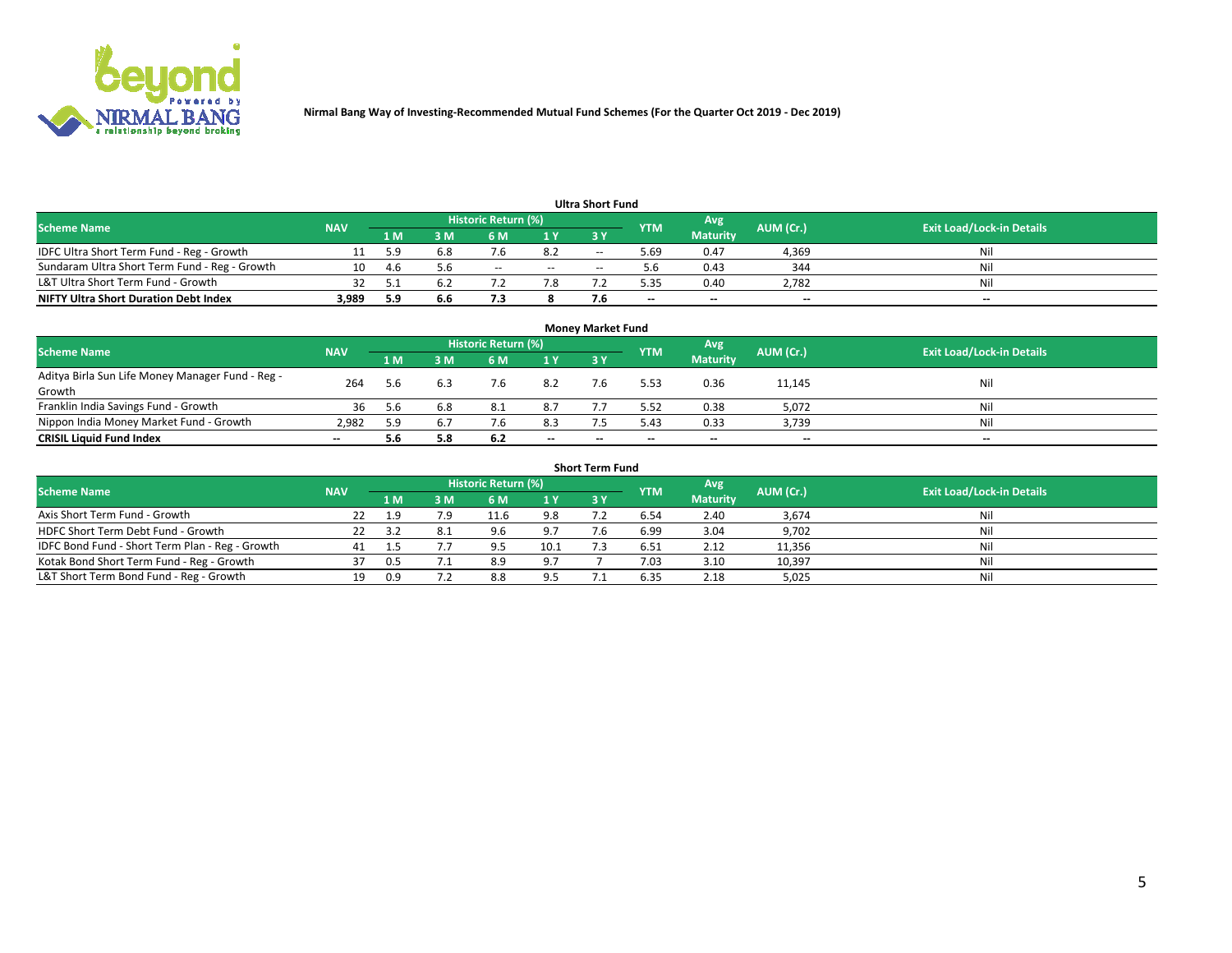Nirmal Bang Way of Investing-Recommended Mutual Fund Schemes (For the Quarter Oct 2019 - Dec 2019)

### Ultra Short Fund

| Scheme Name | NAV | Historic Return (%) | | | | | YTM | Avg Maturity | AUM (Cr.) | Exit Load/Lock-in Details |
|---|---|---|---|---|---|---|---|---|---|---|
| | | 1 M | 3 M | 6 M | 1 Y | 3 Y | | | | |
| IDFC Ultra Short Term Fund - Reg - Growth | 11 | 5.9 | 6.8 | 7.6 | 8.2 | -- | 5.69 | 0.47 | 4,369 | Nil |
| Sundaram Ultra Short Term Fund - Reg - Growth | 10 | 4.6 | 5.6 | -- | -- | -- | 5.6 | 0.43 | 344 | Nil |
| L&T Ultra Short Term Fund - Growth | 32 | 5.1 | 6.2 | 7.2 | 7.8 | 7.2 | 5.35 | 0.40 | 2,782 | Nil |
| **NIFTY Ultra Short Duration Debt Index** | **3,989** | **5.9** | **6.6** | **7.3** | **8** | **7.6** | **--** | **--** | **--** | **--** |

### Money Market Fund

| Scheme Name | NAV | Historic Return (%) | | | | | YTM | Avg Maturity | AUM (Cr.) | Exit Load/Lock-in Details |
|---|---|---|---|---|---|---|---|---|---|---|
| | | 1 M | 3 M | 6 M | 1 Y | 3 Y | | | | |
| Aditya Birla Sun Life Money Manager Fund - Reg - Growth | 264 | 5.6 | 6.3 | 7.6 | 8.2 | 7.6 | 5.53 | 0.36 | 11,145 | Nil |
| Franklin India Savings Fund - Growth | 36 | 5.6 | 6.8 | 8.1 | 8.7 | 7.7 | 5.52 | 0.38 | 5,072 | Nil |
| Nippon India Money Market Fund - Growth | 2,982 | 5.9 | 6.7 | 7.6 | 8.3 | 7.5 | 5.43 | 0.33 | 3,739 | Nil |
| **CRISIL Liquid Fund Index** | **--** | **5.6** | **5.8** | **6.2** | **--** | **--** | **--** | **--** | **--** | **--** |

### Short Term Fund

| Scheme Name | NAV | Historic Return (%) | | | | | YTM | Avg Maturity | AUM (Cr.) | Exit Load/Lock-in Details |
|---|---|---|---|---|---|---|---|---|---|---|
| | | 1 M | 3 M | 6 M | 1 Y | 3 Y | | | | |
| Axis Short Term Fund - Growth | 22 | 1.9 | 7.9 | 11.6 | 9.8 | 7.2 | 6.54 | 2.40 | 3,674 | Nil |
| HDFC Short Term Debt Fund - Growth | 22 | 3.2 | 8.1 | 9.6 | 9.7 | 7.6 | 6.99 | 3.04 | 9,702 | Nil |
| IDFC Bond Fund - Short Term Plan - Reg - Growth | 41 | 1.5 | 7.7 | 9.5 | 10.1 | 7.3 | 6.51 | 2.12 | 11,356 | Nil |
| Kotak Bond Short Term Fund - Reg - Growth | 37 | 0.5 | 7.1 | 8.9 | 9.7 | 7 | 7.03 | 3.10 | 10,397 | Nil |
| L&T Short Term Bond Fund - Reg - Growth | 19 | 0.9 | 7.2 | 8.8 | 9.5 | 7.1 | 6.35 | 2.18 | 5,025 | Nil |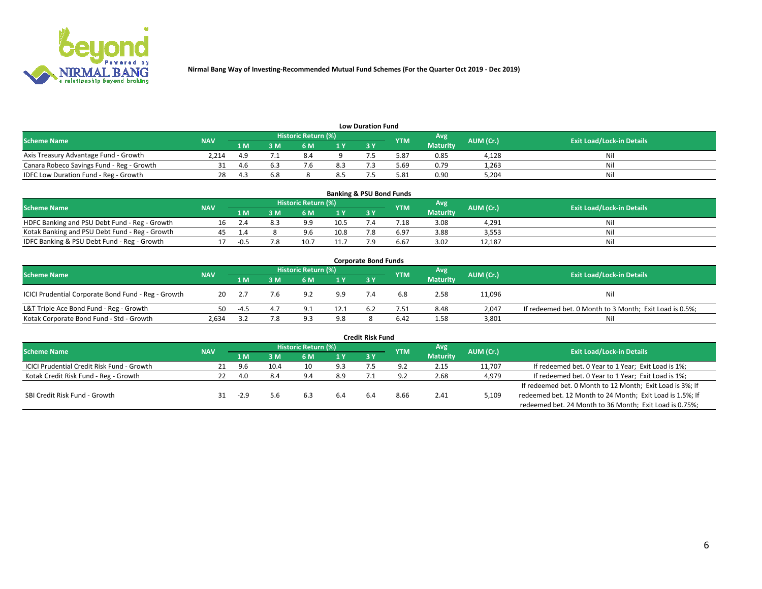Nirmal Bang Way of Investing-Recommended Mutual Fund Schemes (For the Quarter Oct 2019 - Dec 2019)

## Low Duration Fund

| Scheme Name | NAV | Historic Return (%) | | | | | YTM | Avg Maturity | AUM (Cr.) | Exit Load/Lock-in Details |
|---|---|---|---|---|---|---|---|---|---|---|
| | | 1 M | 3 M | 6 M | 1 Y | 3 Y | | | | |
| Axis Treasury Advantage Fund - Growth | 2,214 | 4.9 | 7.1 | 8.4 | 9 | 7.5 | 5.87 | 0.85 | 4,128 | Nil |
| Canara Robeco Savings Fund - Reg - Growth | 31 | 4.6 | 6.3 | 7.6 | 8.3 | 7.3 | 5.69 | 0.79 | 1,263 | Nil |
| IDFC Low Duration Fund - Reg - Growth | 28 | 4.3 | 6.8 | 8 | 8.5 | 7.5 | 5.81 | 0.90 | 5,204 | Nil |

## Banking & PSU Bond Funds

| Scheme Name | NAV | Historic Return (%) | | | | | YTM | Avg Maturity | AUM (Cr.) | Exit Load/Lock-in Details |
|---|---|---|---|---|---|---|---|---|---|---|
| | | 1 M | 3 M | 6 M | 1 Y | 3 Y | | | | |
| HDFC Banking and PSU Debt Fund - Reg - Growth | 16 | 2.4 | 8.3 | 9.9 | 10.5 | 7.4 | 7.18 | 3.08 | 4,291 | Nil |
| Kotak Banking and PSU Debt Fund - Reg - Growth | 45 | 1.4 | 8 | 9.6 | 10.8 | 7.8 | 6.97 | 3.88 | 3,553 | Nil |
| IDFC Banking & PSU Debt Fund - Reg - Growth | 17 | -0.5 | 7.8 | 10.7 | 11.7 | 7.9 | 6.67 | 3.02 | 12,187 | Nil |

## Corporate Bond Funds

| Scheme Name | NAV | Historic Return (%) | | | | | YTM | Avg Maturity | AUM (Cr.) | Exit Load/Lock-in Details |
|---|---|---|---|---|---|---|---|---|---|---|
| | | 1 M | 3 M | 6 M | 1 Y | 3 Y | | | | |
| ICICI Prudential Corporate Bond Fund - Reg - Growth | 20 | 2.7 | 7.6 | 9.2 | 9.9 | 7.4 | 6.8 | 2.58 | 11,096 | Nil |
| L&T Triple Ace Bond Fund - Reg - Growth | 50 | -4.5 | 4.7 | 9.1 | 12.1 | 6.2 | 7.51 | 8.48 | 2,047 | If redeemed bet. 0 Month to 3 Month; Exit Load is 0.5%; |
| Kotak Corporate Bond Fund - Std - Growth | 2,634 | 3.2 | 7.8 | 9.3 | 9.8 | 8 | 6.42 | 1.58 | 3,801 | Nil |

## Credit Risk Fund

| Scheme Name | NAV | Historic Return (%) | | | | | YTM | Avg Maturity | AUM (Cr.) | Exit Load/Lock-in Details |
|---|---|---|---|---|---|---|---|---|---|---|
| | | 1 M | 3 M | 6 M | 1 Y | 3 Y | | | | |
| ICICI Prudential Credit Risk Fund - Growth | 21 | 9.6 | 10.4 | 10 | 9.3 | 7.5 | 9.2 | 2.15 | 11,707 | If redeemed bet. 0 Year to 1 Year; Exit Load is 1%; |
| Kotak Credit Risk Fund - Reg - Growth | 22 | 4.0 | 8.4 | 9.4 | 8.9 | 7.1 | 9.2 | 2.68 | 4,979 | If redeemed bet. 0 Year to 1 Year; Exit Load is 1%; |
| SBI Credit Risk Fund - Growth | 31 | -2.9 | 5.6 | 6.3 | 6.4 | 6.4 | 8.66 | 2.41 | 5,109 | If redeemed bet. 0 Month to 12 Month; Exit Load is 3%; If redeemed bet. 12 Month to 24 Month; Exit Load is 1.5%; If redeemed bet. 24 Month to 36 Month; Exit Load is 0.75%; |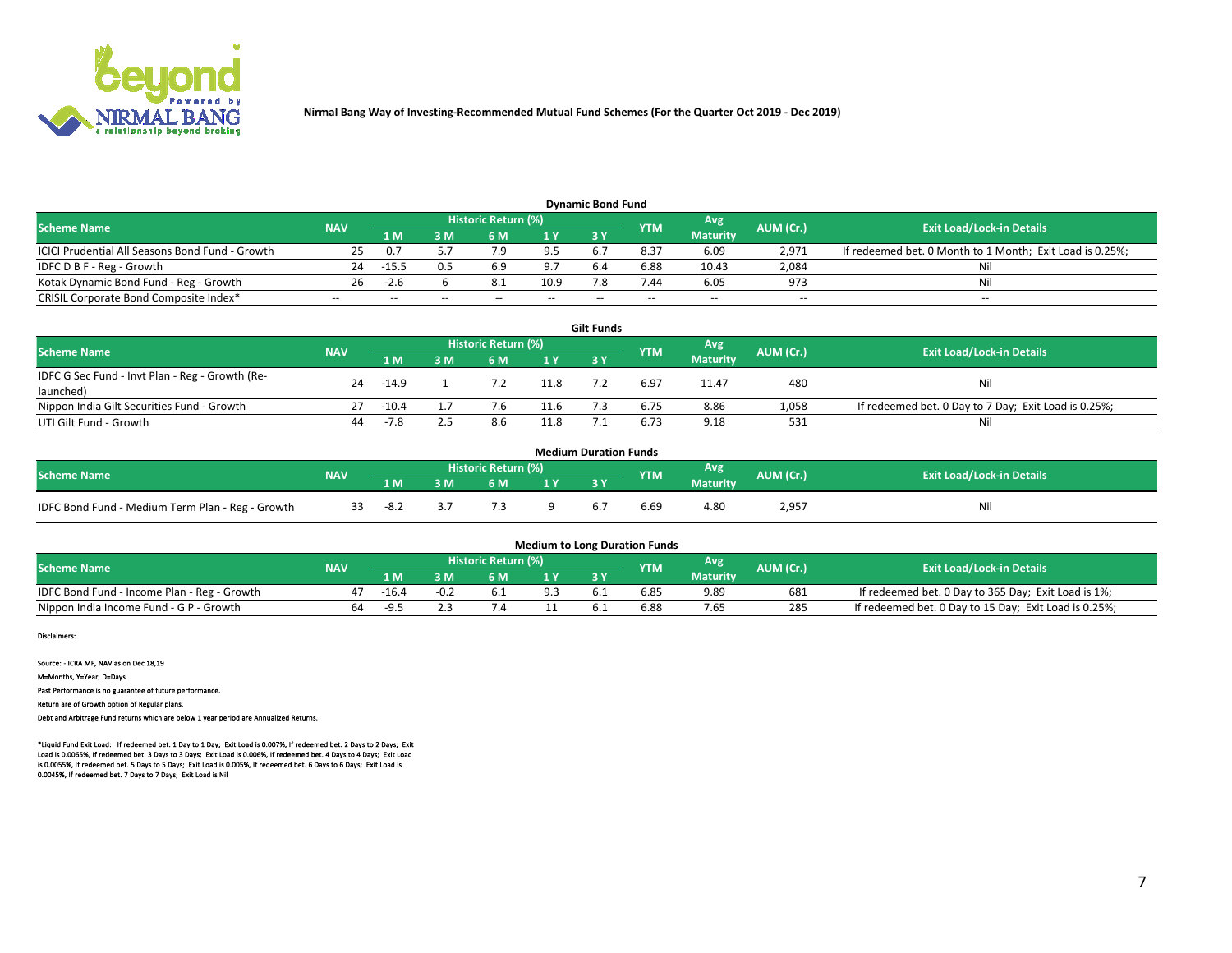Nirmal Bang Way of Investing-Recommended Mutual Fund Schemes (For the Quarter Oct 2019 - Dec 2019)

## Dynamic Bond Fund

| Scheme Name | NAV | Historic Return (%) | | | | | YTM | Avg Maturity | AUM (Cr.) | Exit Load/Lock-in Details |
|---|---|---|---|---|---|---|---|---|---|---|
| | | 1 M | 3 M | 6 M | 1 Y | 3 Y | | | | |
| ICICI Prudential All Seasons Bond Fund - Growth | 25 | 0.7 | 5.7 | 7.9 | 9.5 | 6.7 | 8.37 | 6.09 | 2,971 | If redeemed bet. 0 Month to 1 Month; Exit Load is 0.25%; |
| IDFC D B F - Reg - Growth | 24 | -15.5 | 0.5 | 6.9 | 9.7 | 6.4 | 6.88 | 10.43 | 2,084 | Nil |
| Kotak Dynamic Bond Fund - Reg - Growth | 26 | -2.6 | 6 | 8.1 | 10.9 | 7.8 | 7.44 | 6.05 | 973 | Nil |
| CRISIL Corporate Bond Composite Index* | -- | -- | -- | -- | -- | -- | -- | -- | -- | -- |

## Gilt Funds

| Scheme Name | NAV | Historic Return (%) | | | | | YTM | Avg Maturity | AUM (Cr.) | Exit Load/Lock-in Details |
|---|---|---|---|---|---|---|---|---|---|---|
| | | 1 M | 3 M | 6 M | 1 Y | 3 Y | | | | |
| IDFC G Sec Fund - Invt Plan - Reg - Growth (Re-launched) | 24 | -14.9 | 1 | 7.2 | 11.8 | 7.2 | 6.97 | 11.47 | 480 | Nil |
| Nippon India Gilt Securities Fund - Growth | 27 | -10.4 | 1.7 | 7.6 | 11.6 | 7.3 | 6.75 | 8.86 | 1,058 | If redeemed bet. 0 Day to 7 Day; Exit Load is 0.25%; |
| UTI Gilt Fund - Growth | 44 | -7.8 | 2.5 | 8.6 | 11.8 | 7.1 | 6.73 | 9.18 | 531 | Nil |

## Medium Duration Funds

| Scheme Name | NAV | Historic Return (%) | | | | | YTM | Avg Maturity | AUM (Cr.) | Exit Load/Lock-in Details |
|---|---|---|---|---|---|---|---|---|---|---|
| | | 1 M | 3 M | 6 M | 1 Y | 3 Y | | | | |
| IDFC Bond Fund - Medium Term Plan - Reg - Growth | 33 | -8.2 | 3.7 | 7.3 | 9 | 6.7 | 6.69 | 4.80 | 2,957 | Nil |

## Medium to Long Duration Funds

| Scheme Name | NAV | Historic Return (%) | | | | | YTM | Avg Maturity | AUM (Cr.) | Exit Load/Lock-in Details |
|---|---|---|---|---|---|---|---|---|---|---|
| | | 1 M | 3 M | 6 M | 1 Y | 3 Y | | | | |
| IDFC Bond Fund - Income Plan - Reg - Growth | 47 | -16.4 | -0.2 | 6.1 | 9.3 | 6.1 | 6.85 | 9.89 | 681 | If redeemed bet. 0 Day to 365 Day; Exit Load is 1%; |
| Nippon India Income Fund - G P - Growth | 64 | -9.5 | 2.3 | 7.4 | 11 | 6.1 | 6.88 | 7.65 | 285 | If redeemed bet. 0 Day to 15 Day; Exit Load is 0.25%; |

Disclaimers:

Source: - ICRA MF, NAV as on Dec 18,19

M=Months, Y=Year, D=Days

Past Performance is no guarantee of future performance.

Return are of Growth option of Regular plans.

Debt and Arbitrage Fund returns which are below 1 year period are Annualized Returns.

*Liquid Fund Exit Load: If redeemed bet. 1 Day to 1 Day; Exit Load is 0.007%, If redeemed bet. 2 Days to 2 Days; Exit Load is 0.0065%, If redeemed bet. 3 Days to 3 Days; Exit Load is 0.006%, If redeemed bet. 4 Days to 4 Days; Exit Load is 0.0055%, If redeemed bet. 5 Days to 5 Days; Exit Load is 0.005%, If redeemed bet. 6 Days to 6 Days; Exit Load is 0.0045%, If redeemed bet. 7 Days to 7 Days; Exit Load is Nil